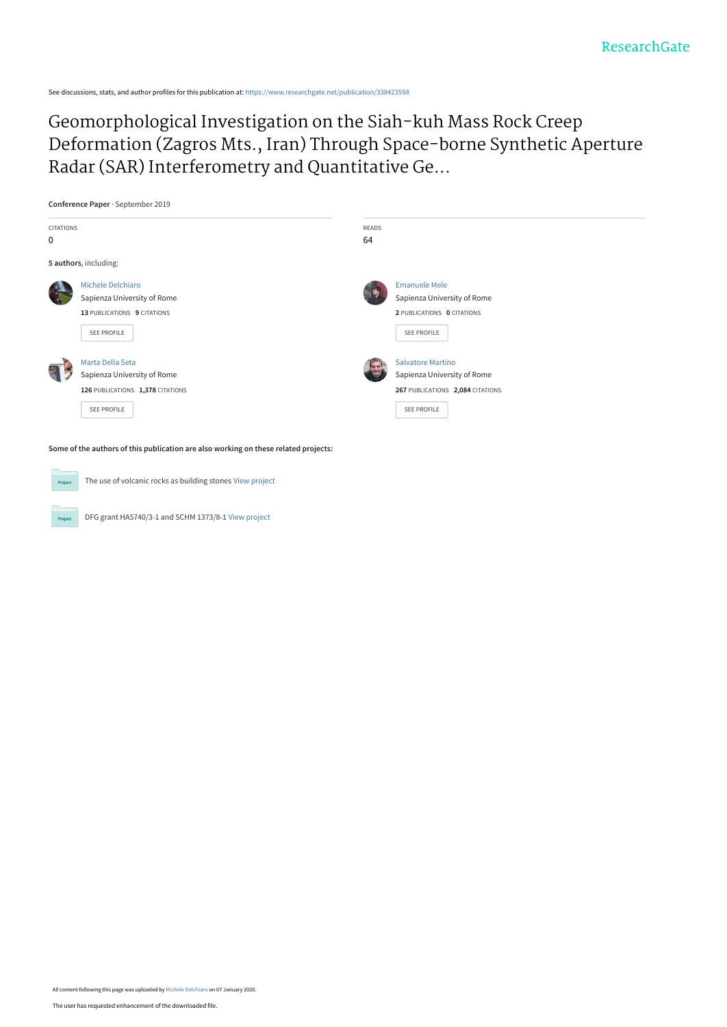See discussions, stats, and author profiles for this publication at: https://www.researchgate.net/publication/338423598

# Geomorphological Investigation on the Siah-kuh Mass Rock Creep Deformation (Zagros Mts., Iran) Through Space-borne Synthetic Aperture Radar (SAR) Interferometry and Quantitative Ge...

**Conference Paper** · September 2019

| CITATIONS | READS |
| --- | --- |
| 0 | 64 |

**5 authors**, including:

**Michele Delchiaro**
Sapienza University of Rome
13 PUBLICATIONS 9 CITATIONS
SEE PROFILE

**Emanuele Mele**
Sapienza University of Rome
2 PUBLICATIONS 0 CITATIONS
SEE PROFILE

**Marta Della Seta**
Sapienza University of Rome
126 PUBLICATIONS 1,378 CITATIONS
SEE PROFILE

**Salvatore Martino**
Sapienza University of Rome
267 PUBLICATIONS 2,084 CITATIONS
SEE PROFILE

**Some of the authors of this publication are also working on these related projects:**

- The use of volcanic rocks as building stones View project
- DFG grant HA5740/3-1 and SCHM 1373/8-1 View project

All content following this page was uploaded by Michele Delchiaro on 07 January 2020.

The user has requested enhancement of the downloaded file.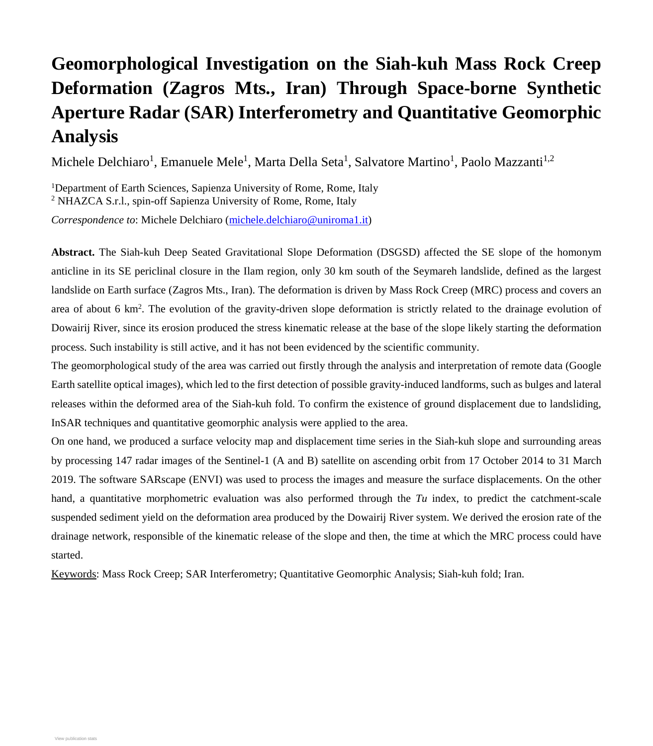# Geomorphological Investigation on the Siah-kuh Mass Rock Creep Deformation (Zagros Mts., Iran) Through Space-borne Synthetic Aperture Radar (SAR) Interferometry and Quantitative Geomorphic Analysis

Michele Delchiaro[1], Emanuele Mele[1], Marta Della Seta[1], Salvatore Martino[1], Paolo Mazzanti[1,2]

[1]Department of Earth Sciences, Sapienza University of Rome, Rome, Italy
[2] NHAZCA S.r.l., spin-off Sapienza University of Rome, Rome, Italy

*Correspondence to*: Michele Delchiaro (michele.delchiaro@uniroma1.it)

**Abstract.** The Siah-kuh Deep Seated Gravitational Slope Deformation (DSGSD) affected the SE slope of the homonym anticline in its SE periclinal closure in the Ilam region, only 30 km south of the Seymareh landslide, defined as the largest landslide on Earth surface (Zagros Mts., Iran). The deformation is driven by Mass Rock Creep (MRC) process and covers an area of about 6 km$^2$. The evolution of the gravity-driven slope deformation is strictly related to the drainage evolution of Dowairij River, since its erosion produced the stress kinematic release at the base of the slope likely starting the deformation process. Such instability is still active, and it has not been evidenced by the scientific community.

The geomorphological study of the area was carried out firstly through the analysis and interpretation of remote data (Google Earth satellite optical images), which led to the first detection of possible gravity-induced landforms, such as bulges and lateral releases within the deformed area of the Siah-kuh fold. To confirm the existence of ground displacement due to landsliding, InSAR techniques and quantitative geomorphic analysis were applied to the area.

On one hand, we produced a surface velocity map and displacement time series in the Siah-kuh slope and surrounding areas by processing 147 radar images of the Sentinel-1 (A and B) satellite on ascending orbit from 17 October 2014 to 31 March 2019. The software SARscape (ENVI) was used to process the images and measure the surface displacements. On the other hand, a quantitative morphometric evaluation was also performed through the *Tu* index, to predict the catchment-scale suspended sediment yield on the deformation area produced by the Dowairij River system. We derived the erosion rate of the drainage network, responsible of the kinematic release of the slope and then, the time at which the MRC process could have started.

Keywords: Mass Rock Creep; SAR Interferometry; Quantitative Geomorphic Analysis; Siah-kuh fold; Iran.